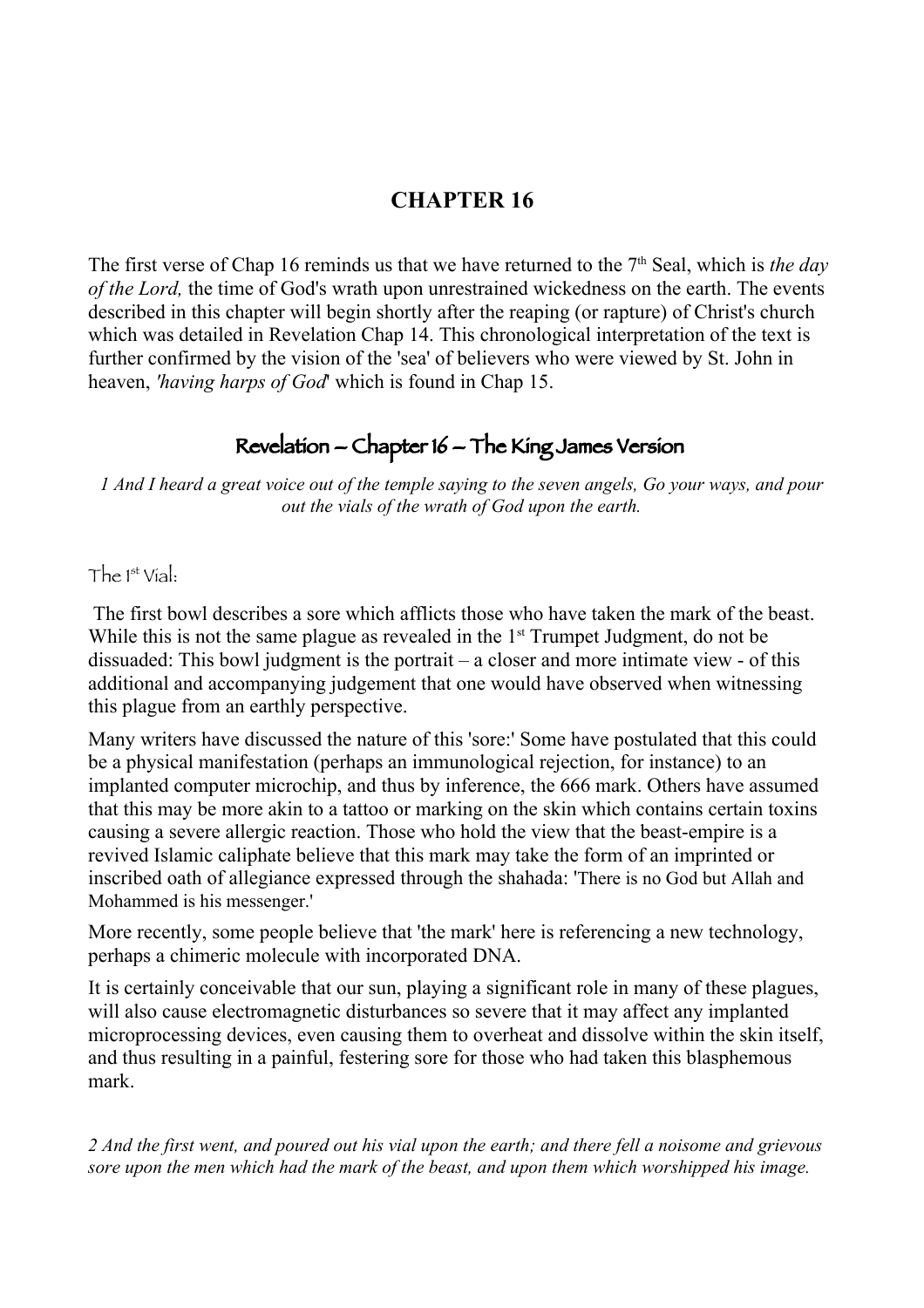# CHAPTER 16

The first verse of Chap 16 reminds us that we have returned to the 7th Seal, which is *the day of the Lord,* the time of God's wrath upon unrestrained wickedness on the earth. The events described in this chapter will begin shortly after the reaping (or rapture) of Christ's church which was detailed in Revelation Chap 14. This chronological interpretation of the text is further confirmed by the vision of the 'sea' of believers who were viewed by St. John in heaven, *'having harps of God'* which is found in Chap 15.

## Revelation – Chapter 16 – The King James Version

*1 And I heard a great voice out of the temple saying to the seven angels, Go your ways, and pour out the vials of the wrath of God upon the earth.*

### The 1st Vial:

The first bowl describes a sore which afflicts those who have taken the mark of the beast. While this is not the same plague as revealed in the 1st Trumpet Judgment, do not be dissuaded: This bowl judgment is the portrait – a closer and more intimate view - of this additional and accompanying judgement that one would have observed when witnessing this plague from an earthly perspective.

Many writers have discussed the nature of this 'sore:' Some have postulated that this could be a physical manifestation (perhaps an immunological rejection, for instance) to an implanted computer microchip, and thus by inference, the 666 mark. Others have assumed that this may be more akin to a tattoo or marking on the skin which contains certain toxins causing a severe allergic reaction. Those who hold the view that the beast-empire is a revived Islamic caliphate believe that this mark may take the form of an imprinted or inscribed oath of allegiance expressed through the shahada: 'There is no God but Allah and Mohammed is his messenger.'

More recently, some people believe that 'the mark' here is referencing a new technology, perhaps a chimeric molecule with incorporated DNA.

It is certainly conceivable that our sun, playing a significant role in many of these plagues, will also cause electromagnetic disturbances so severe that it may affect any implanted microprocessing devices, even causing them to overheat and dissolve within the skin itself, and thus resulting in a painful, festering sore for those who had taken this blasphemous mark.

*2 And the first went, and poured out his vial upon the earth; and there fell a noisome and grievous sore upon the men which had the mark of the beast, and upon them which worshipped his image.*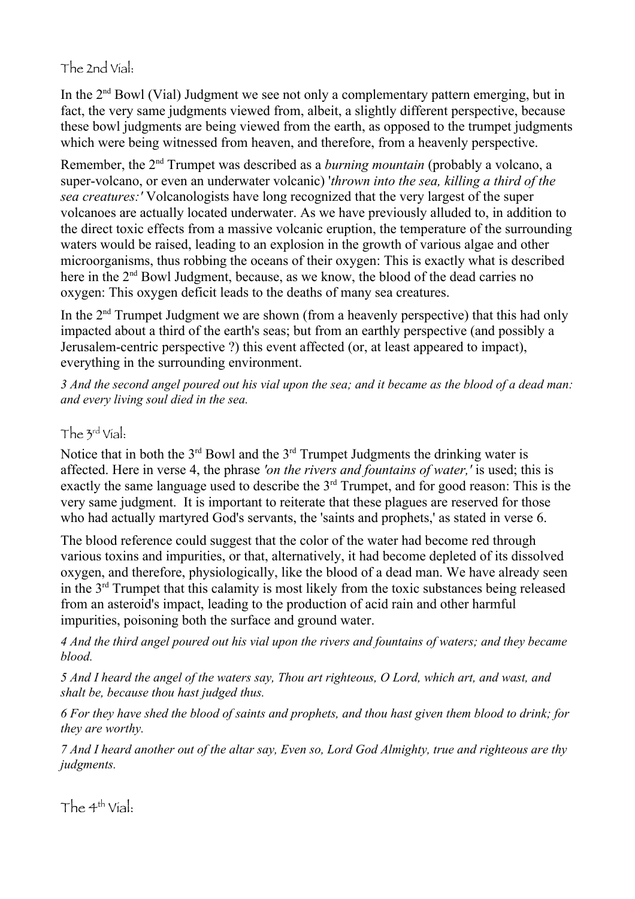## The 2nd Vial:

In the 2nd Bowl (Vial) Judgment we see not only a complementary pattern emerging, but in fact, the very same judgments viewed from, albeit, a slightly different perspective, because these bowl judgments are being viewed from the earth, as opposed to the trumpet judgments which were being witnessed from heaven, and therefore, from a heavenly perspective.

Remember, the 2nd Trumpet was described as a *burning mountain* (probably a volcano, a super-volcano, or even an underwater volcanic) '*thrown into the sea, killing a third of the sea creatures:'* Volcanologists have long recognized that the very largest of the super volcanoes are actually located underwater. As we have previously alluded to, in addition to the direct toxic effects from a massive volcanic eruption, the temperature of the surrounding waters would be raised, leading to an explosion in the growth of various algae and other microorganisms, thus robbing the oceans of their oxygen: This is exactly what is described here in the 2nd Bowl Judgment, because, as we know, the blood of the dead carries no oxygen: This oxygen deficit leads to the deaths of many sea creatures.

In the 2nd Trumpet Judgment we are shown (from a heavenly perspective) that this had only impacted about a third of the earth's seas; but from an earthly perspective (and possibly a Jerusalem-centric perspective ?) this event affected (or, at least appeared to impact), everything in the surrounding environment.

*3 And the second angel poured out his vial upon the sea; and it became as the blood of a dead man: and every living soul died in the sea.*

## The 3rd Vial:

Notice that in both the 3rd Bowl and the 3rd Trumpet Judgments the drinking water is affected. Here in verse 4, the phrase *'on the rivers and fountains of water,'* is used; this is exactly the same language used to describe the 3rd Trumpet, and for good reason: This is the very same judgment. It is important to reiterate that these plagues are reserved for those who had actually martyred God's servants, the 'saints and prophets,' as stated in verse 6.

The blood reference could suggest that the color of the water had become red through various toxins and impurities, or that, alternatively, it had become depleted of its dissolved oxygen, and therefore, physiologically, like the blood of a dead man. We have already seen in the 3rd Trumpet that this calamity is most likely from the toxic substances being released from an asteroid's impact, leading to the production of acid rain and other harmful impurities, poisoning both the surface and ground water.

*4 And the third angel poured out his vial upon the rivers and fountains of waters; and they became blood.*

*5 And I heard the angel of the waters say, Thou art righteous, O Lord, which art, and wast, and shalt be, because thou hast judged thus.*

*6 For they have shed the blood of saints and prophets, and thou hast given them blood to drink; for they are worthy.*

*7 And I heard another out of the altar say, Even so, Lord God Almighty, true and righteous are thy judgments.*

## The 4th Vial: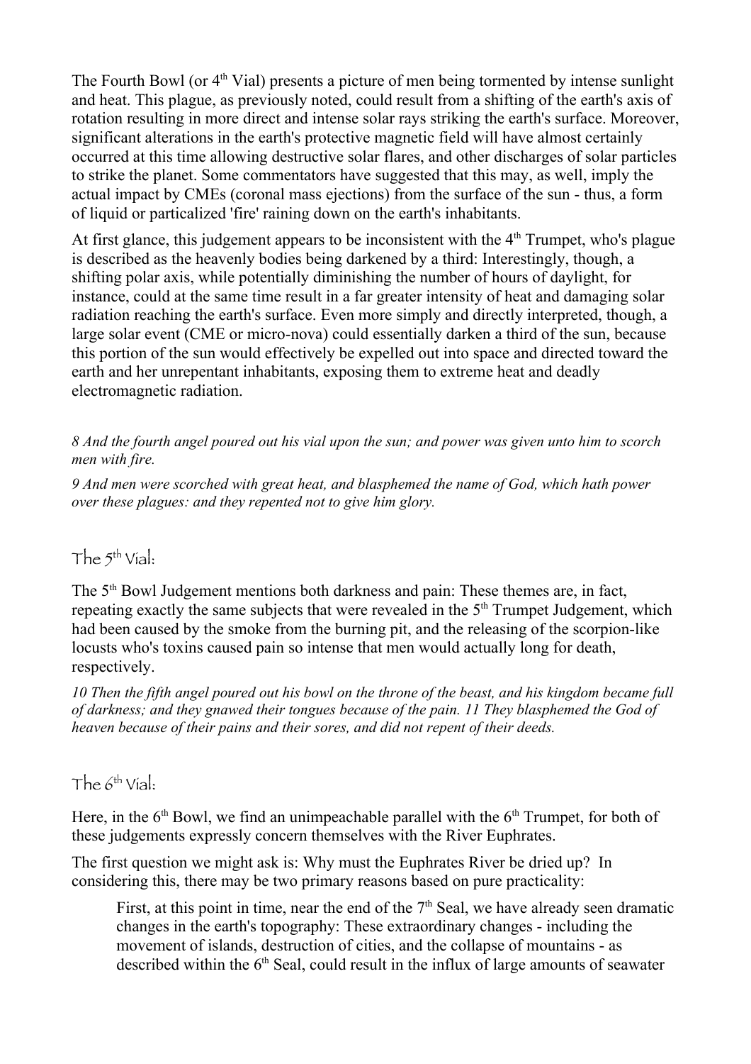The Fourth Bowl (or 4th Vial) presents a picture of men being tormented by intense sunlight and heat. This plague, as previously noted, could result from a shifting of the earth's axis of rotation resulting in more direct and intense solar rays striking the earth's surface. Moreover, significant alterations in the earth's protective magnetic field will have almost certainly occurred at this time allowing destructive solar flares, and other discharges of solar particles to strike the planet. Some commentators have suggested that this may, as well, imply the actual impact by CMEs (coronal mass ejections) from the surface of the sun - thus, a form of liquid or particalized 'fire' raining down on the earth's inhabitants.

At first glance, this judgement appears to be inconsistent with the 4th Trumpet, who's plague is described as the heavenly bodies being darkened by a third: Interestingly, though, a shifting polar axis, while potentially diminishing the number of hours of daylight, for instance, could at the same time result in a far greater intensity of heat and damaging solar radiation reaching the earth's surface. Even more simply and directly interpreted, though, a large solar event (CME or micro-nova) could essentially darken a third of the sun, because this portion of the sun would effectively be expelled out into space and directed toward the earth and her unrepentant inhabitants, exposing them to extreme heat and deadly electromagnetic radiation.

*8 And the fourth angel poured out his vial upon the sun; and power was given unto him to scorch men with fire.*

*9 And men were scorched with great heat, and blasphemed the name of God, which hath power over these plagues: and they repented not to give him glory.*

## The 5th Vial:

The 5th Bowl Judgement mentions both darkness and pain: These themes are, in fact, repeating exactly the same subjects that were revealed in the 5th Trumpet Judgement, which had been caused by the smoke from the burning pit, and the releasing of the scorpion-like locusts who's toxins caused pain so intense that men would actually long for death, respectively.

*10 Then the fifth angel poured out his bowl on the throne of the beast, and his kingdom became full of darkness; and they gnawed their tongues because of the pain. 11 They blasphemed the God of heaven because of their pains and their sores, and did not repent of their deeds.*

## The 6th Vial:

Here, in the 6th Bowl, we find an unimpeachable parallel with the 6th Trumpet, for both of these judgements expressly concern themselves with the River Euphrates.

The first question we might ask is: Why must the Euphrates River be dried up? In considering this, there may be two primary reasons based on pure practicality:

> First, at this point in time, near the end of the 7th Seal, we have already seen dramatic changes in the earth's topography: These extraordinary changes - including the movement of islands, destruction of cities, and the collapse of mountains - as described within the 6th Seal, could result in the influx of large amounts of seawater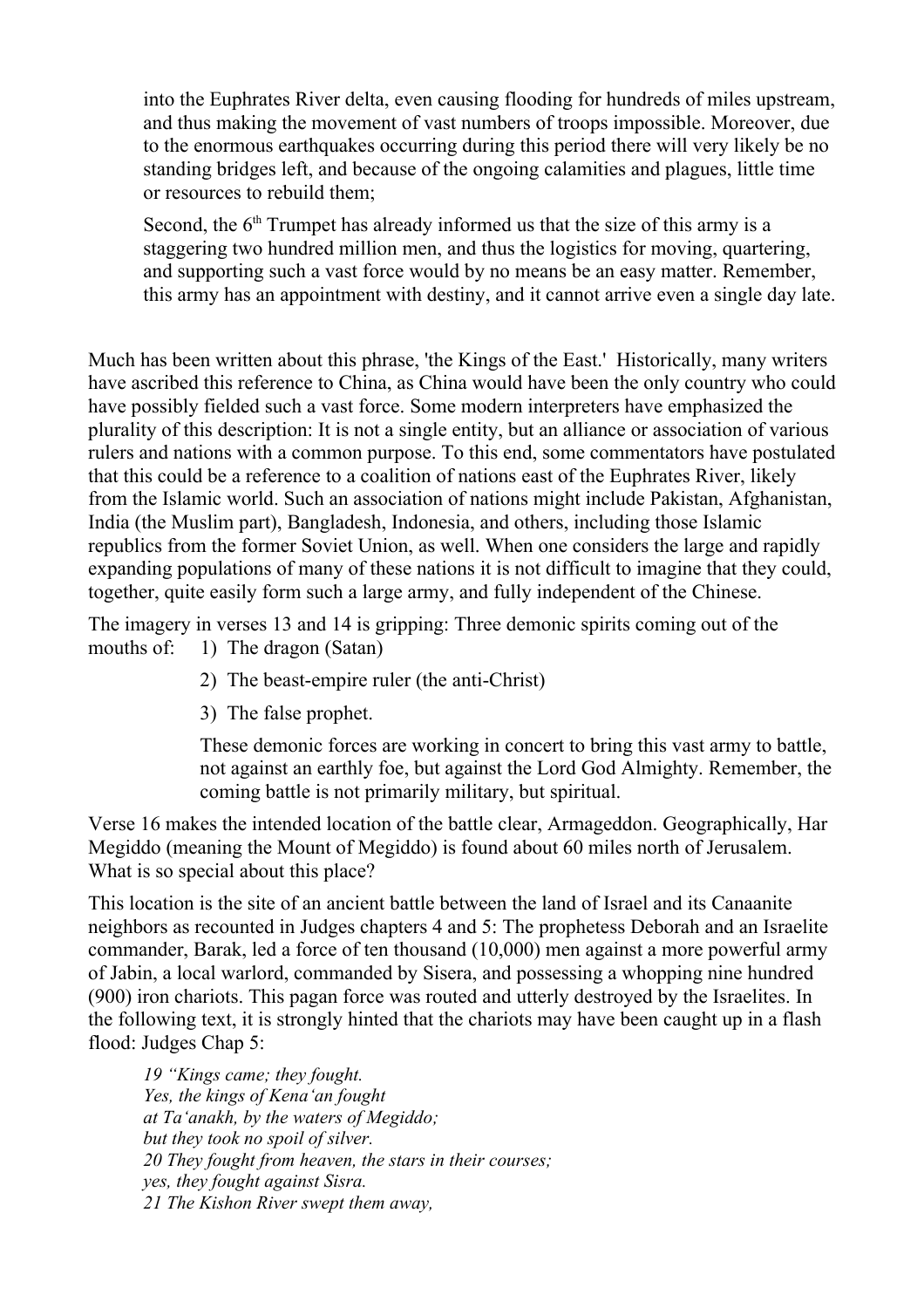into the Euphrates River delta, even causing flooding for hundreds of miles upstream, and thus making the movement of vast numbers of troops impossible. Moreover, due to the enormous earthquakes occurring during this period there will very likely be no standing bridges left, and because of the ongoing calamities and plagues, little time or resources to rebuild them;

Second, the 6th Trumpet has already informed us that the size of this army is a staggering two hundred million men, and thus the logistics for moving, quartering, and supporting such a vast force would by no means be an easy matter. Remember, this army has an appointment with destiny, and it cannot arrive even a single day late.

Much has been written about this phrase, 'the Kings of the East.' Historically, many writers have ascribed this reference to China, as China would have been the only country who could have possibly fielded such a vast force. Some modern interpreters have emphasized the plurality of this description: It is not a single entity, but an alliance or association of various rulers and nations with a common purpose. To this end, some commentators have postulated that this could be a reference to a coalition of nations east of the Euphrates River, likely from the Islamic world. Such an association of nations might include Pakistan, Afghanistan, India (the Muslim part), Bangladesh, Indonesia, and others, including those Islamic republics from the former Soviet Union, as well. When one considers the large and rapidly expanding populations of many of these nations it is not difficult to imagine that they could, together, quite easily form such a large army, and fully independent of the Chinese.

The imagery in verses 13 and 14 is gripping: Three demonic spirits coming out of the mouths of:

1) The dragon (Satan)
2) The beast-empire ruler (the anti-Christ)
3) The false prophet.

These demonic forces are working in concert to bring this vast army to battle, not against an earthly foe, but against the Lord God Almighty. Remember, the coming battle is not primarily military, but spiritual.

Verse 16 makes the intended location of the battle clear, Armageddon. Geographically, Har Megiddo (meaning the Mount of Megiddo) is found about 60 miles north of Jerusalem. What is so special about this place?

This location is the site of an ancient battle between the land of Israel and its Canaanite neighbors as recounted in Judges chapters 4 and 5: The prophetess Deborah and an Israelite commander, Barak, led a force of ten thousand (10,000) men against a more powerful army of Jabin, a local warlord, commanded by Sisera, and possessing a whopping nine hundred (900) iron chariots. This pagan force was routed and utterly destroyed by the Israelites. In the following text, it is strongly hinted that the chariots may have been caught up in a flash flood: Judges Chap 5:

*19 "Kings came; they fought.*
*Yes, the kings of Kena'an fought*
*at Ta'anakh, by the waters of Megiddo;*
*but they took no spoil of silver.*
*20 They fought from heaven, the stars in their courses;*
*yes, they fought against Sisra.*
*21 The Kishon River swept them away,*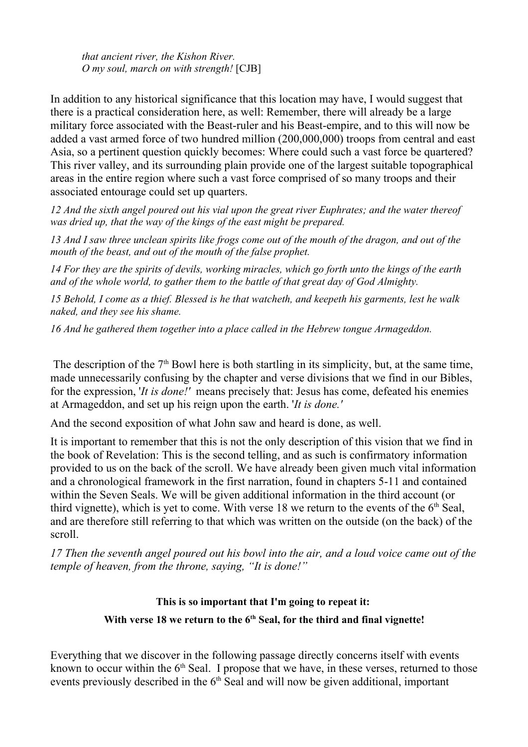*that ancient river, the Kishon River.*
*O my soul, march on with strength!* [CJB]

In addition to any historical significance that this location may have, I would suggest that there is a practical consideration here, as well: Remember, there will already be a large military force associated with the Beast-ruler and his Beast-empire, and to this will now be added a vast armed force of two hundred million (200,000,000) troops from central and east Asia, so a pertinent question quickly becomes: Where could such a vast force be quartered? This river valley, and its surrounding plain provide one of the largest suitable topographical areas in the entire region where such a vast force comprised of so many troops and their associated entourage could set up quarters.

*12 And the sixth angel poured out his vial upon the great river Euphrates; and the water thereof was dried up, that the way of the kings of the east might be prepared.*

*13 And I saw three unclean spirits like frogs come out of the mouth of the dragon, and out of the mouth of the beast, and out of the mouth of the false prophet.*

*14 For they are the spirits of devils, working miracles, which go forth unto the kings of the earth and of the whole world, to gather them to the battle of that great day of God Almighty.*

*15 Behold, I come as a thief. Blessed is he that watcheth, and keepeth his garments, lest he walk naked, and they see his shame.*

*16 And he gathered them together into a place called in the Hebrew tongue Armageddon.*

The description of the 7th Bowl here is both startling in its simplicity, but, at the same time, made unnecessarily confusing by the chapter and verse divisions that we find in our Bibles, for the expression, '*It is done!'* means precisely that: Jesus has come, defeated his enemies at Armageddon, and set up his reign upon the earth. '*It is done.'*

And the second exposition of what John saw and heard is done, as well.

It is important to remember that this is not the only description of this vision that we find in the book of Revelation: This is the second telling, and as such is confirmatory information provided to us on the back of the scroll. We have already been given much vital information and a chronological framework in the first narration, found in chapters 5-11 and contained within the Seven Seals. We will be given additional information in the third account (or third vignette), which is yet to come. With verse 18 we return to the events of the 6th Seal, and are therefore still referring to that which was written on the outside (on the back) of the scroll.

*17 Then the seventh angel poured out his bowl into the air, and a loud voice came out of the temple of heaven, from the throne, saying, "It is done!"*

**This is so important that I'm going to repeat it:**

**With verse 18 we return to the 6th Seal, for the third and final vignette!**

Everything that we discover in the following passage directly concerns itself with events known to occur within the 6th Seal. I propose that we have, in these verses, returned to those events previously described in the 6th Seal and will now be given additional, important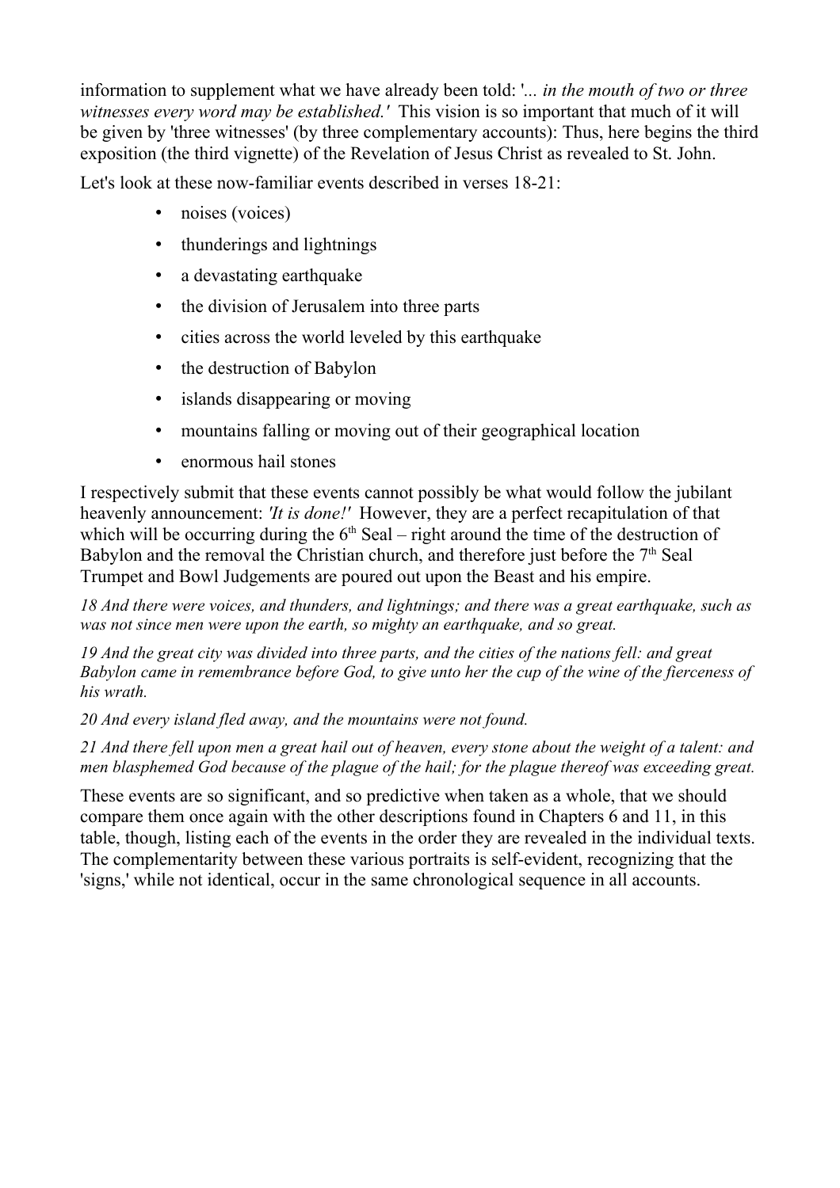information to supplement what we have already been told: '*... in the mouth of two or three witnesses every word may be established.'* This vision is so important that much of it will be given by 'three witnesses' (by three complementary accounts): Thus, here begins the third exposition (the third vignette) of the Revelation of Jesus Christ as revealed to St. John.

Let's look at these now-familiar events described in verses 18-21:

- noises (voices)
- thunderings and lightnings
- a devastating earthquake
- the division of Jerusalem into three parts
- cities across the world leveled by this earthquake
- the destruction of Babylon
- islands disappearing or moving
- mountains falling or moving out of their geographical location
- enormous hail stones

I respectively submit that these events cannot possibly be what would follow the jubilant heavenly announcement: *'It is done!'* However, they are a perfect recapitulation of that which will be occurring during the 6th Seal – right around the time of the destruction of Babylon and the removal the Christian church, and therefore just before the 7th Seal Trumpet and Bowl Judgements are poured out upon the Beast and his empire.

*18 And there were voices, and thunders, and lightnings; and there was a great earthquake, such as was not since men were upon the earth, so mighty an earthquake, and so great.*

*19 And the great city was divided into three parts, and the cities of the nations fell: and great Babylon came in remembrance before God, to give unto her the cup of the wine of the fierceness of his wrath.*

*20 And every island fled away, and the mountains were not found.*

*21 And there fell upon men a great hail out of heaven, every stone about the weight of a talent: and men blasphemed God because of the plague of the hail; for the plague thereof was exceeding great.*

These events are so significant, and so predictive when taken as a whole, that we should compare them once again with the other descriptions found in Chapters 6 and 11, in this table, though, listing each of the events in the order they are revealed in the individual texts. The complementarity between these various portraits is self-evident, recognizing that the 'signs,' while not identical, occur in the same chronological sequence in all accounts.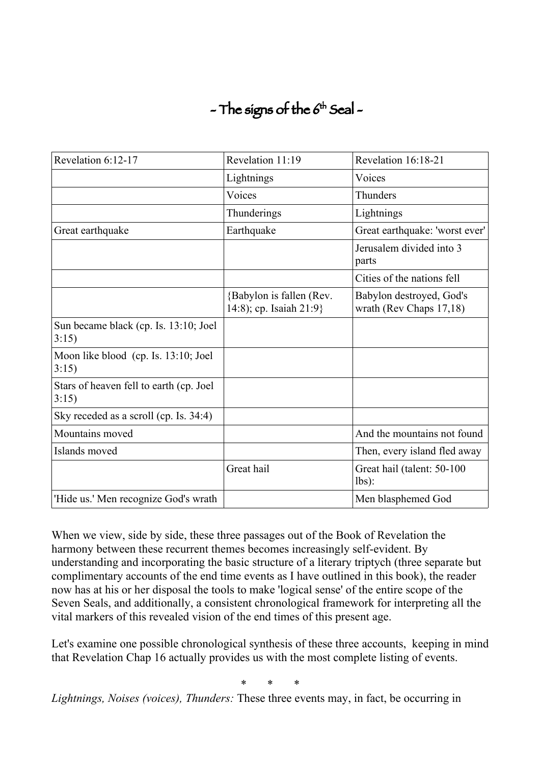# - The signs of the 6th Seal -

| Revelation 6:12-17 | Revelation 11:19 | Revelation 16:18-21 |
|---|---|---|
| | Lightnings | Voices |
| | Voices | Thunders |
| | Thunderings | Lightnings |
| Great earthquake | Earthquake | Great earthquake: 'worst ever' |
| | | Jerusalem divided into 3 parts |
| | | Cities of the nations fell |
| | {Babylon is fallen (Rev. 14:8); cp. Isaiah 21:9} | Babylon destroyed, God's wrath (Rev Chaps 17,18) |
| Sun became black (cp. Is. 13:10; Joel 3:15) | | |
| Moon like blood (cp. Is. 13:10; Joel 3:15) | | |
| Stars of heaven fell to earth (cp. Joel 3:15) | | |
| Sky receded as a scroll (cp. Is. 34:4) | | |
| Mountains moved | | And the mountains not found |
| Islands moved | | Then, every island fled away |
| | Great hail | Great hail (talent: 50-100 lbs): |
| 'Hide us.' Men recognize God's wrath | | Men blasphemed God |

When we view, side by side, these three passages out of the Book of Revelation the harmony between these recurrent themes becomes increasingly self-evident. By understanding and incorporating the basic structure of a literary triptych (three separate but complimentary accounts of the end time events as I have outlined in this book), the reader now has at his or her disposal the tools to make 'logical sense' of the entire scope of the Seven Seals, and additionally, a consistent chronological framework for interpreting all the vital markers of this revealed vision of the end times of this present age.

Let's examine one possible chronological synthesis of these three accounts, keeping in mind that Revelation Chap 16 actually provides us with the most complete listing of events.

\* \* \*

*Lightnings, Noises (voices), Thunders:* These three events may, in fact, be occurring in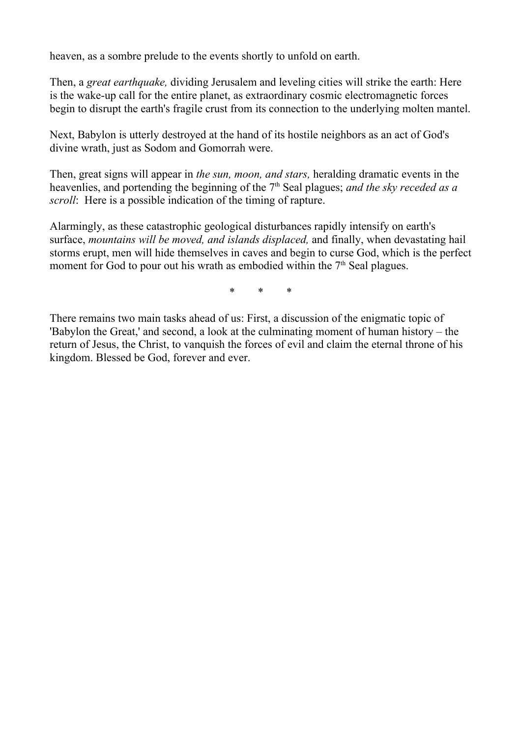heaven, as a sombre prelude to the events shortly to unfold on earth.

Then, a *great earthquake,* dividing Jerusalem and leveling cities will strike the earth: Here is the wake-up call for the entire planet, as extraordinary cosmic electromagnetic forces begin to disrupt the earth's fragile crust from its connection to the underlying molten mantel.

Next, Babylon is utterly destroyed at the hand of its hostile neighbors as an act of God's divine wrath, just as Sodom and Gomorrah were.

Then, great signs will appear in *the sun, moon, and stars,* heralding dramatic events in the heavenlies, and portending the beginning of the 7th Seal plagues; *and the sky receded as a scroll*: Here is a possible indication of the timing of rapture.

Alarmingly, as these catastrophic geological disturbances rapidly intensify on earth's surface, *mountains will be moved, and islands displaced,* and finally, when devastating hail storms erupt, men will hide themselves in caves and begin to curse God, which is the perfect moment for God to pour out his wrath as embodied within the 7th Seal plagues.

\*       \*       \*

There remains two main tasks ahead of us: First, a discussion of the enigmatic topic of 'Babylon the Great,' and second, a look at the culminating moment of human history – the return of Jesus, the Christ, to vanquish the forces of evil and claim the eternal throne of his kingdom. Blessed be God, forever and ever.